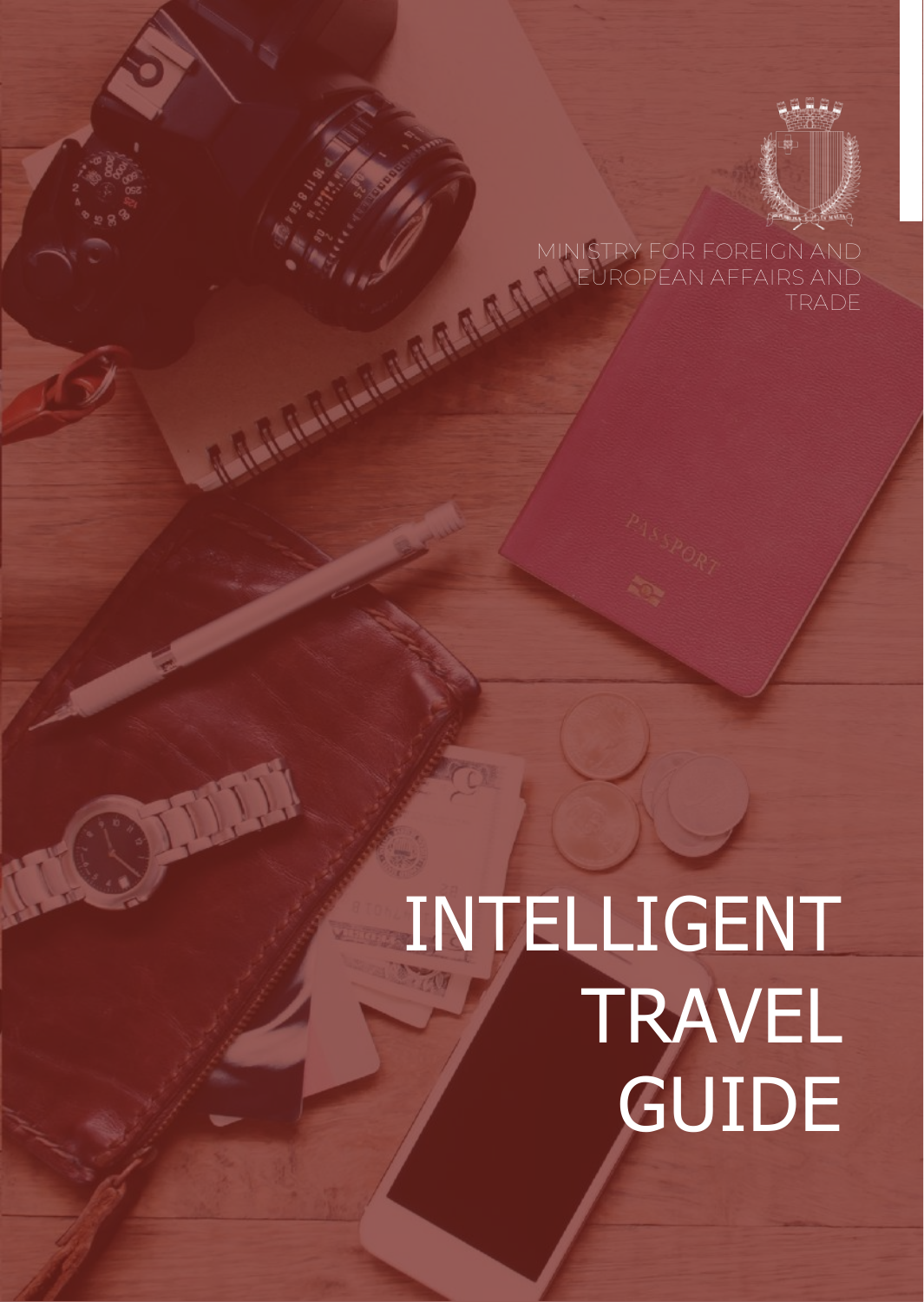MINISTRY FOR FOREIGN AND EUROPEAN AFFAIRS AND TRADE

# INTELLIGENT TRAVEL GUIDE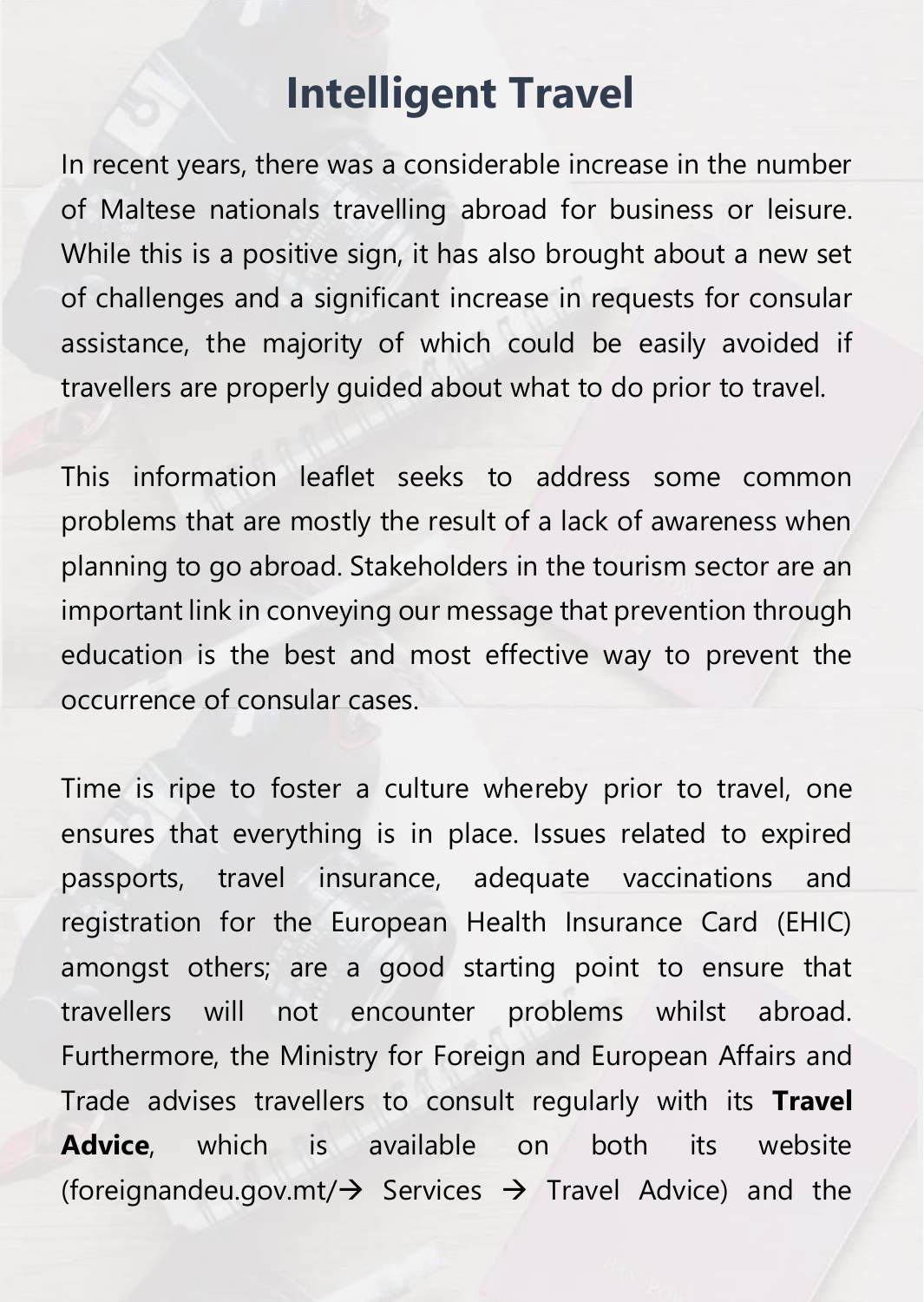# Intelligent Travel

In recent years, there was a considerable increase in the number of Maltese nationals travelling abroad for business or leisure. While this is a positive sign, it has also brought about a new set of challenges and a significant increase in requests for consular assistance, the majority of which could be easily avoided if travellers are properly guided about what to do prior to travel.

This information leaflet seeks to address some common problems that are mostly the result of a lack of awareness when planning to go abroad. Stakeholders in the tourism sector are an important link in conveying our message that prevention through education is the best and most effective way to prevent the occurrence of consular cases.

Time is ripe to foster a culture whereby prior to travel, one ensures that everything is in place. Issues related to expired passports, travel insurance, adequate vaccinations and registration for the European Health Insurance Card (EHIC) amongst others; are a good starting point to ensure that travellers will not encounter problems whilst abroad. Furthermore, the Ministry for Foreign and European Affairs and Trade advises travellers to consult regularly with its **Travel Advice**, which is available on both its website (foreignandeu.gov.mt/→ Services → Travel Advice) and the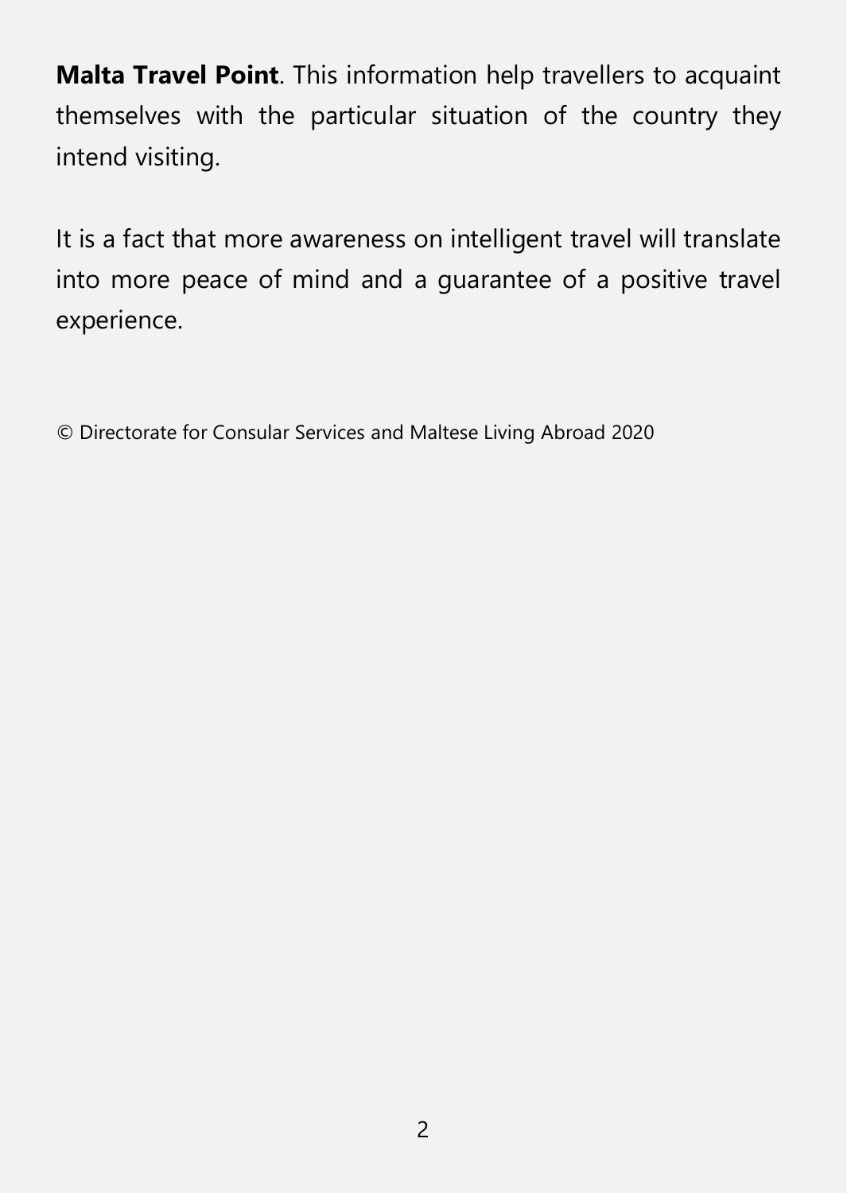**Malta Travel Point**. This information help travellers to acquaint themselves with the particular situation of the country they intend visiting.

It is a fact that more awareness on intelligent travel will translate into more peace of mind and a guarantee of a positive travel experience.

© Directorate for Consular Services and Maltese Living Abroad 2020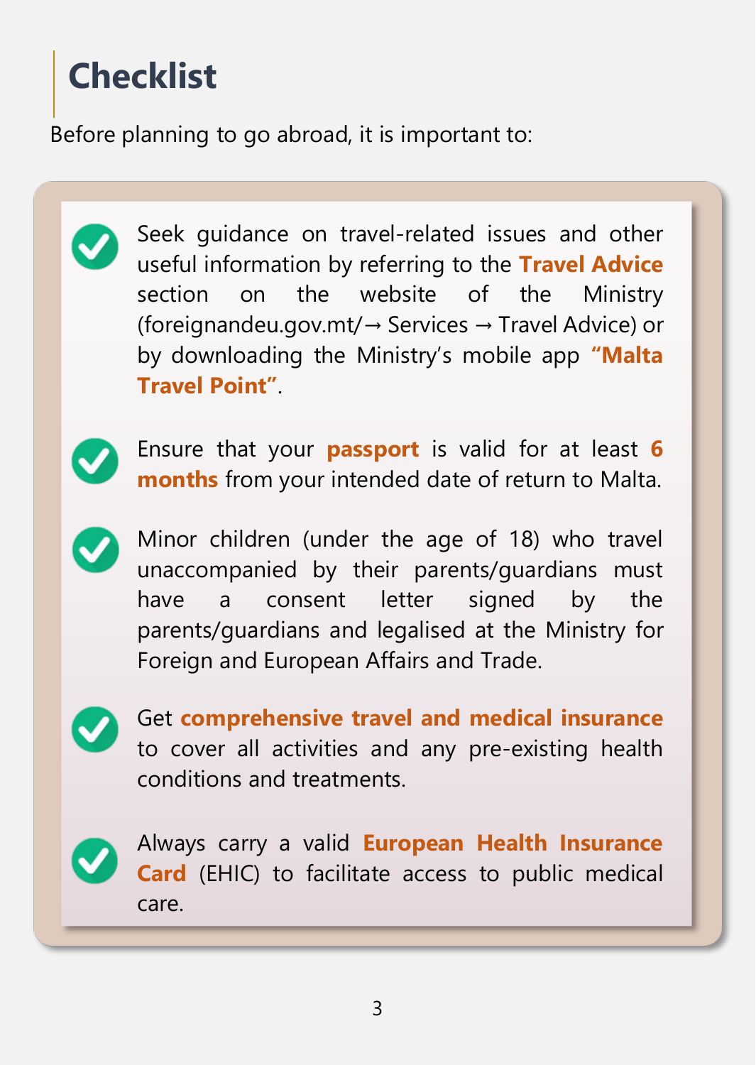# Checklist

Before planning to go abroad, it is important to:

- Seek guidance on travel-related issues and other useful information by referring to the **Travel Advice** section on the website of the Ministry (foreignandeu.gov.mt/→ Services → Travel Advice) or by downloading the Ministry's mobile app **"Malta Travel Point"**.
- Ensure that your **passport** is valid for at least **6 months** from your intended date of return to Malta.
- Minor children (under the age of 18) who travel unaccompanied by their parents/guardians must have a consent letter signed by the parents/guardians and legalised at the Ministry for Foreign and European Affairs and Trade.
- Get **comprehensive travel and medical insurance** to cover all activities and any pre-existing health conditions and treatments.
- Always carry a valid **European Health Insurance Card** (EHIC) to facilitate access to public medical care.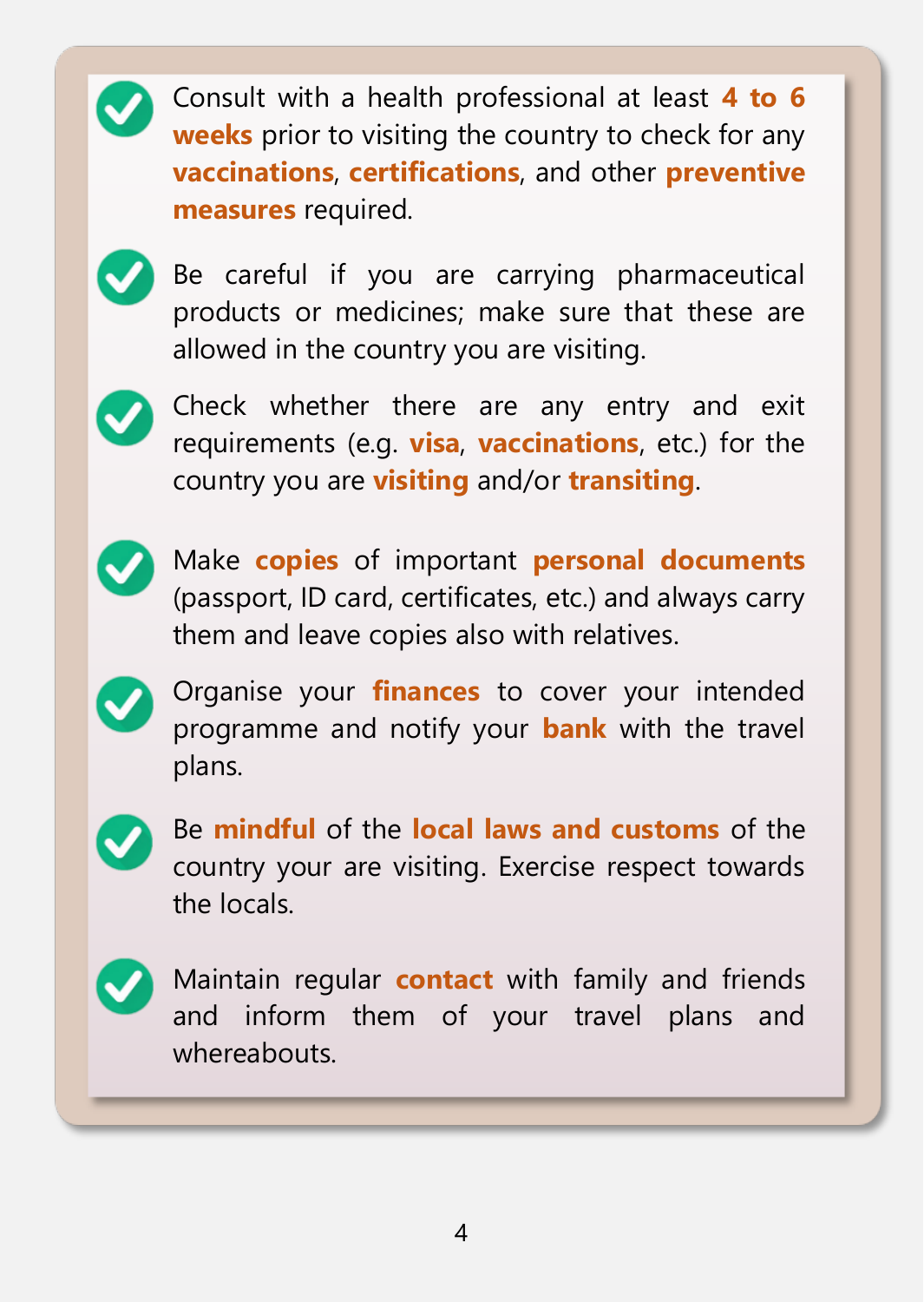- Consult with a health professional at least **4 to 6 weeks** prior to visiting the country to check for any **vaccinations**, **certifications**, and other **preventive measures** required.
- Be careful if you are carrying pharmaceutical products or medicines; make sure that these are allowed in the country you are visiting.
- Check whether there are any entry and exit requirements (e.g. **visa**, **vaccinations**, etc.) for the country you are **visiting** and/or **transiting**.
- Make **copies** of important **personal documents** (passport, ID card, certificates, etc.) and always carry them and leave copies also with relatives.
- Organise your **finances** to cover your intended programme and notify your **bank** with the travel plans.
- Be **mindful** of the **local laws and customs** of the country your are visiting. Exercise respect towards the locals.
- Maintain regular **contact** with family and friends and inform them of your travel plans and whereabouts.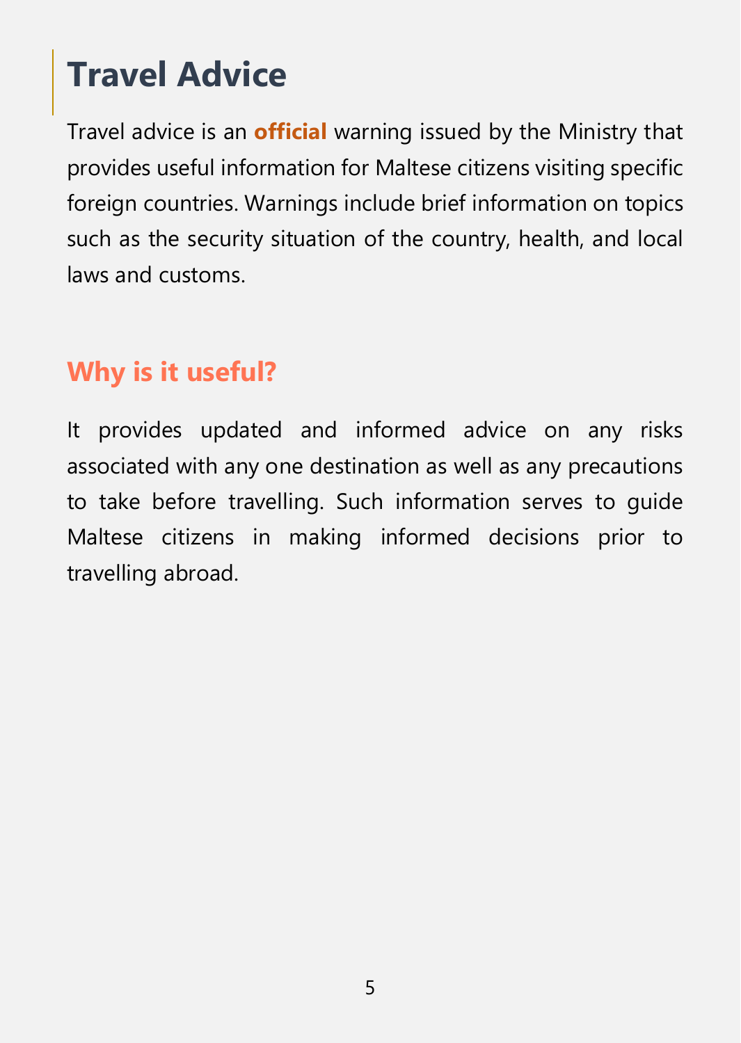# Travel Advice

Travel advice is an **official** warning issued by the Ministry that provides useful information for Maltese citizens visiting specific foreign countries. Warnings include brief information on topics such as the security situation of the country, health, and local laws and customs.

## Why is it useful?

It provides updated and informed advice on any risks associated with any one destination as well as any precautions to take before travelling. Such information serves to guide Maltese citizens in making informed decisions prior to travelling abroad.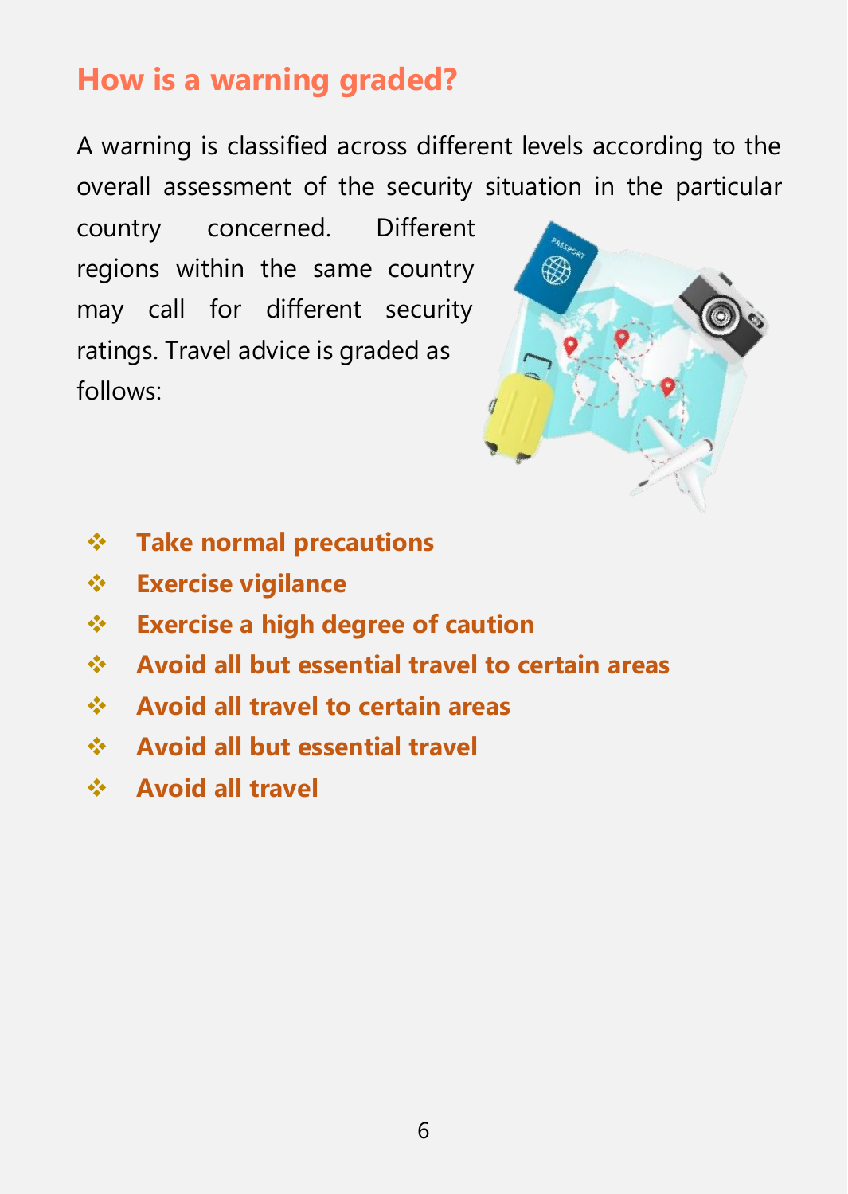## How is a warning graded?

A warning is classified across different levels according to the overall assessment of the security situation in the particular country concerned. Different regions within the same country may call for different security ratings. Travel advice is graded as follows:

- **Take normal precautions**
- **Exercise vigilance**
- **Exercise a high degree of caution**
- **Avoid all but essential travel to certain areas**
- **Avoid all travel to certain areas**
- **Avoid all but essential travel**
- **Avoid all travel**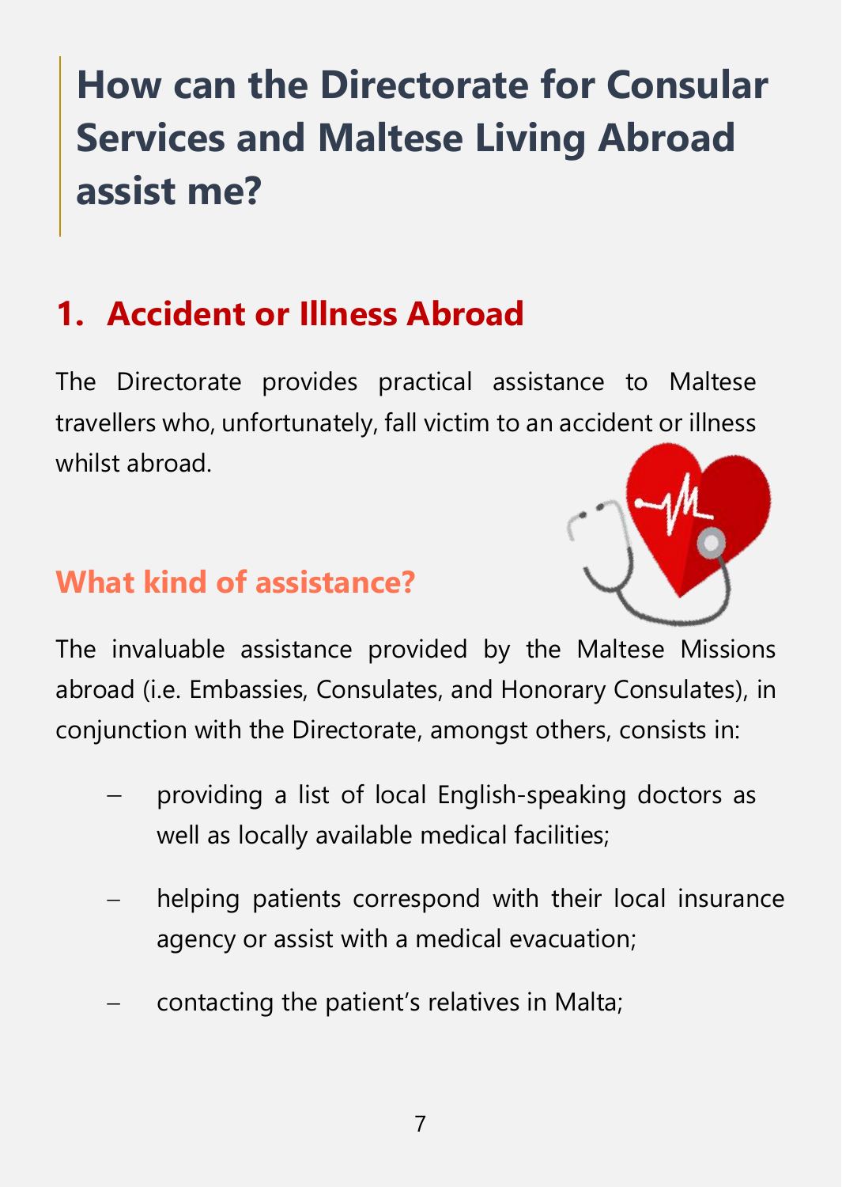# How can the Directorate for Consular Services and Maltese Living Abroad assist me?

## 1. Accident or Illness Abroad

The Directorate provides practical assistance to Maltese travellers who, unfortunately, fall victim to an accident or illness whilst abroad.

### What kind of assistance?

The invaluable assistance provided by the Maltese Missions abroad (i.e. Embassies, Consulates, and Honorary Consulates), in conjunction with the Directorate, amongst others, consists in:

- providing a list of local English-speaking doctors as well as locally available medical facilities;
- helping patients correspond with their local insurance agency or assist with a medical evacuation;
- contacting the patient's relatives in Malta;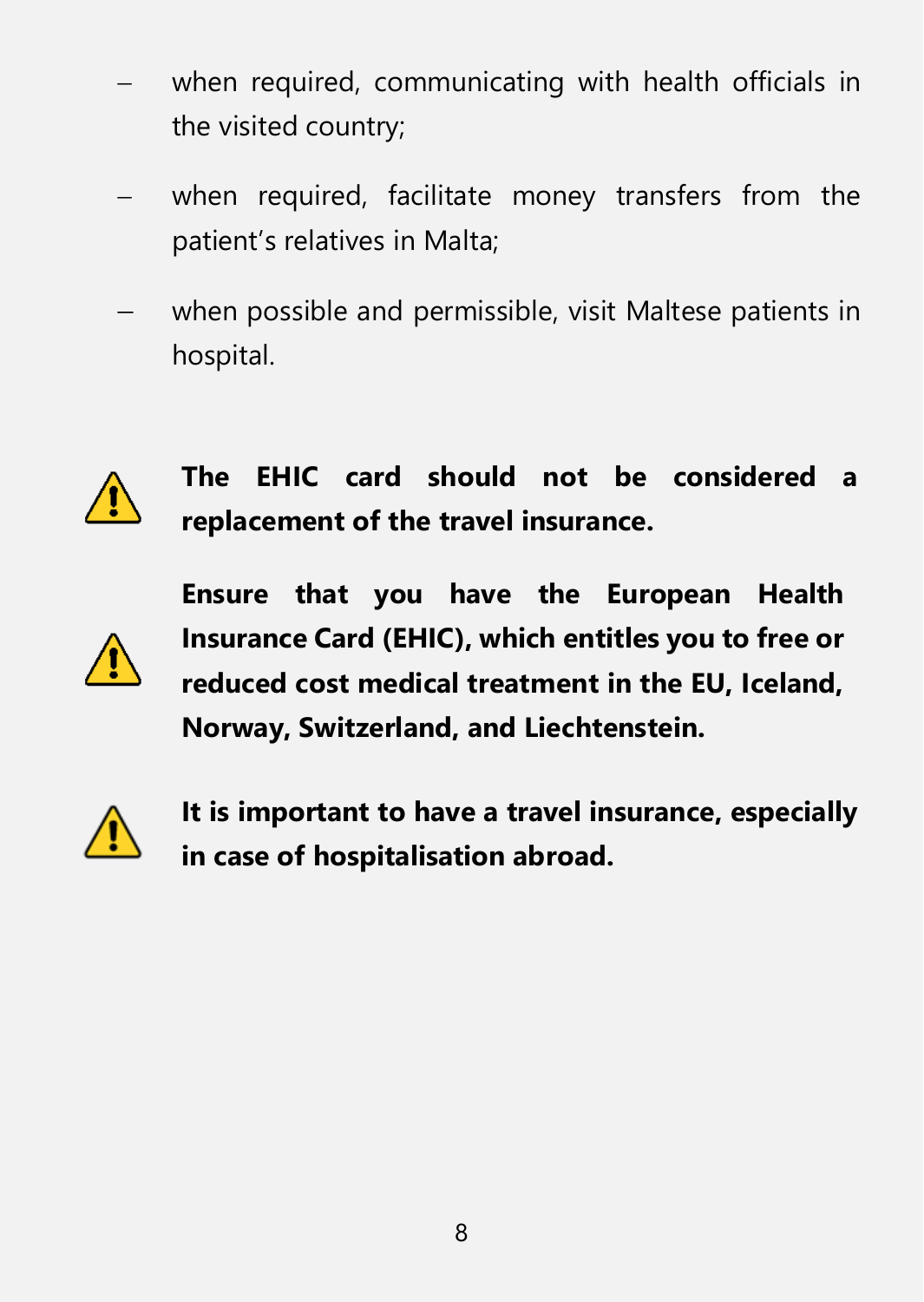- when required, communicating with health officials in the visited country;
- when required, facilitate money transfers from the patient's relatives in Malta;
- when possible and permissible, visit Maltese patients in hospital.

⚠ **The EHIC card should not be considered a replacement of the travel insurance.**

⚠ **Ensure that you have the European Health Insurance Card (EHIC), which entitles you to free or reduced cost medical treatment in the EU, Iceland, Norway, Switzerland, and Liechtenstein.**

⚠ **It is important to have a travel insurance, especially in case of hospitalisation abroad.**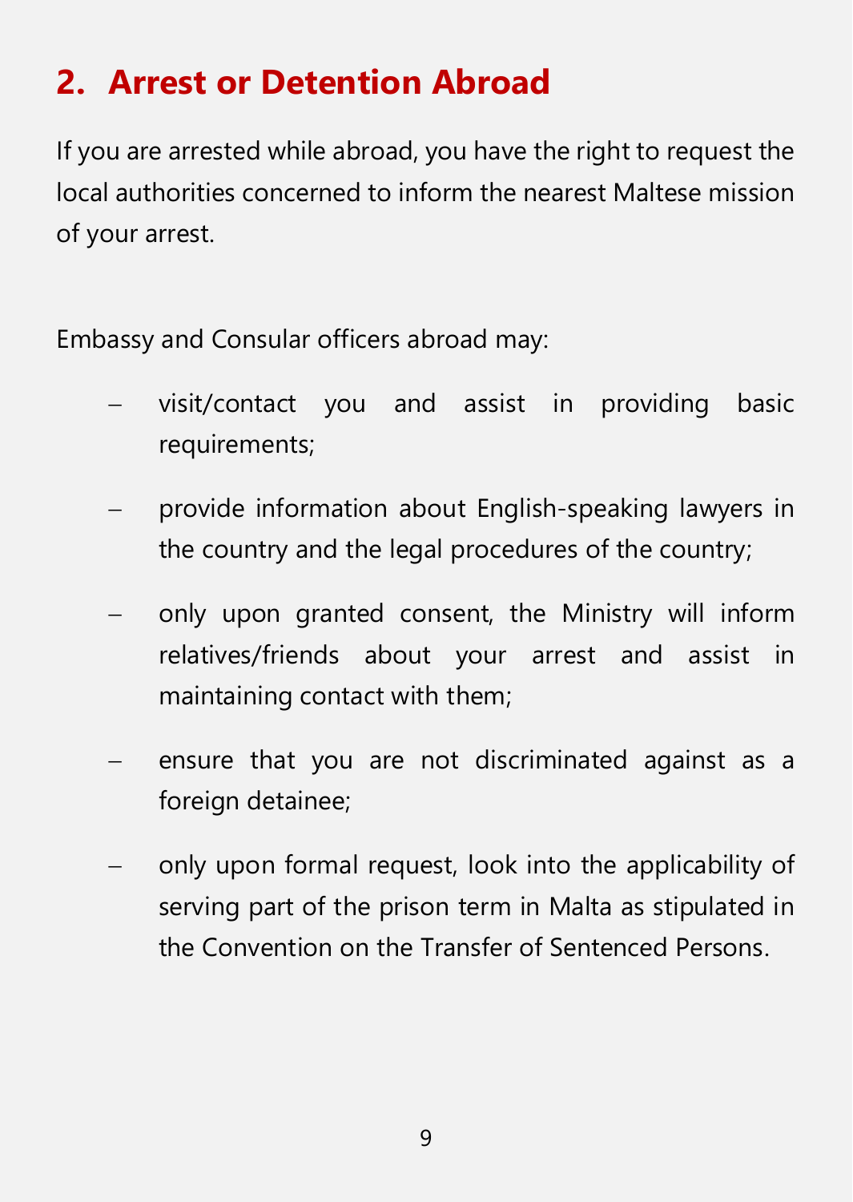## 2. Arrest or Detention Abroad

If you are arrested while abroad, you have the right to request the local authorities concerned to inform the nearest Maltese mission of your arrest.

Embassy and Consular officers abroad may:

- visit/contact you and assist in providing basic requirements;
- provide information about English-speaking lawyers in the country and the legal procedures of the country;
- only upon granted consent, the Ministry will inform relatives/friends about your arrest and assist in maintaining contact with them;
- ensure that you are not discriminated against as a foreign detainee;
- only upon formal request, look into the applicability of serving part of the prison term in Malta as stipulated in the Convention on the Transfer of Sentenced Persons.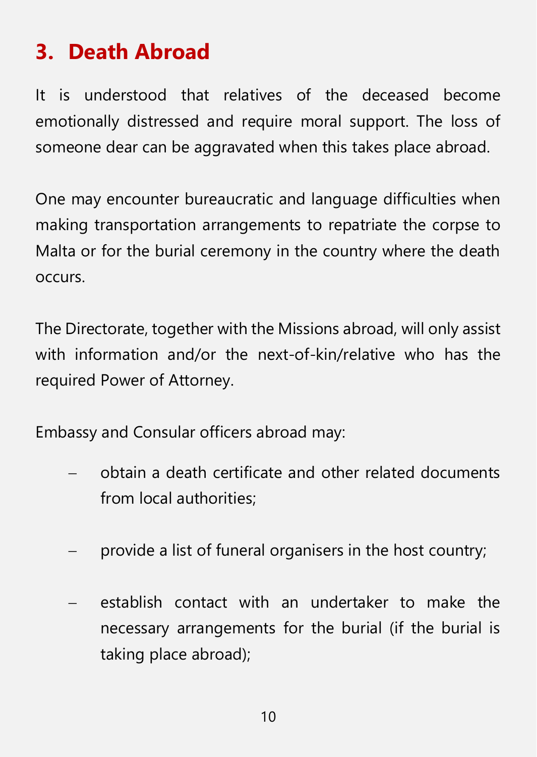## 3. Death Abroad

It is understood that relatives of the deceased become emotionally distressed and require moral support. The loss of someone dear can be aggravated when this takes place abroad.

One may encounter bureaucratic and language difficulties when making transportation arrangements to repatriate the corpse to Malta or for the burial ceremony in the country where the death occurs.

The Directorate, together with the Missions abroad, will only assist with information and/or the next-of-kin/relative who has the required Power of Attorney.

Embassy and Consular officers abroad may:

- obtain a death certificate and other related documents from local authorities;
- provide a list of funeral organisers in the host country;
- establish contact with an undertaker to make the necessary arrangements for the burial (if the burial is taking place abroad);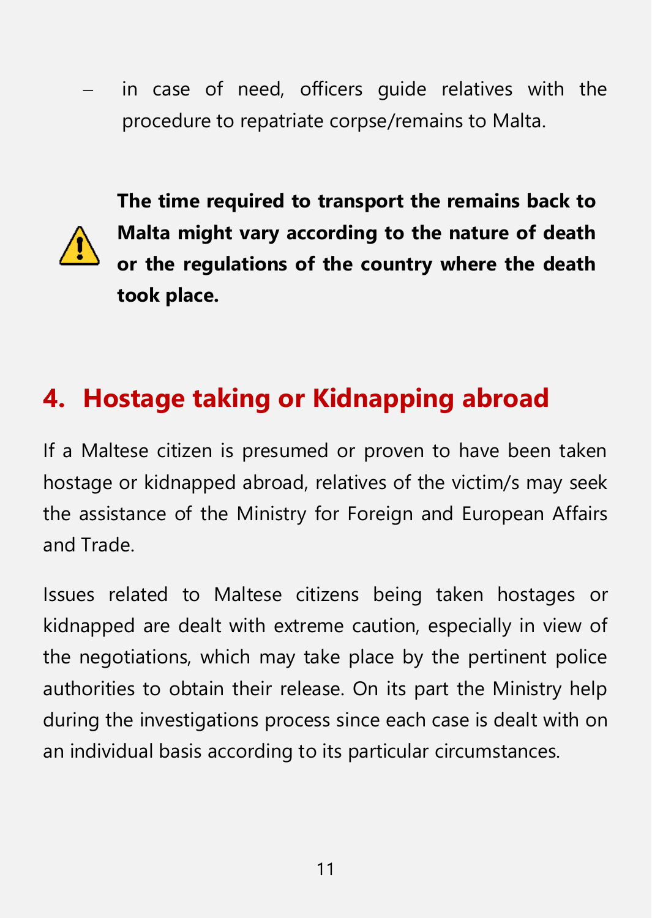- in case of need, officers guide relatives with the procedure to repatriate corpse/remains to Malta.

**The time required to transport the remains back to Malta might vary according to the nature of death or the regulations of the country where the death took place.**

## 4. Hostage taking or Kidnapping abroad

If a Maltese citizen is presumed or proven to have been taken hostage or kidnapped abroad, relatives of the victim/s may seek the assistance of the Ministry for Foreign and European Affairs and Trade.

Issues related to Maltese citizens being taken hostages or kidnapped are dealt with extreme caution, especially in view of the negotiations, which may take place by the pertinent police authorities to obtain their release. On its part the Ministry help during the investigations process since each case is dealt with on an individual basis according to its particular circumstances.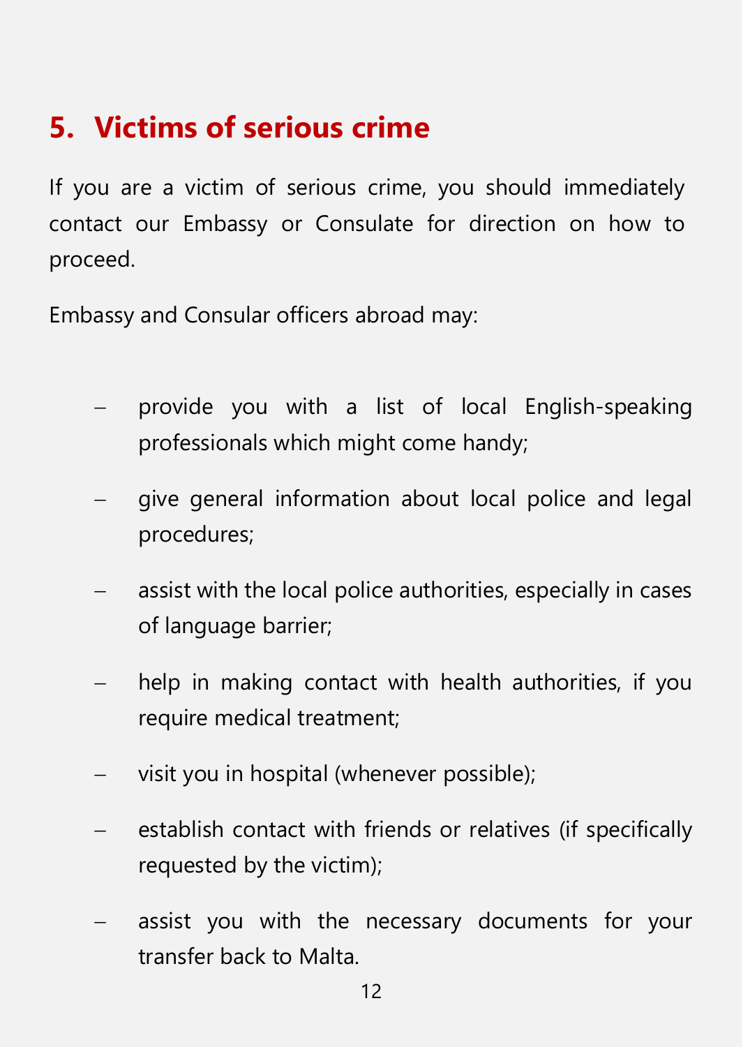## 5. Victims of serious crime

If you are a victim of serious crime, you should immediately contact our Embassy or Consulate for direction on how to proceed.

Embassy and Consular officers abroad may:

- provide you with a list of local English-speaking professionals which might come handy;
- give general information about local police and legal procedures;
- assist with the local police authorities, especially in cases of language barrier;
- help in making contact with health authorities, if you require medical treatment;
- visit you in hospital (whenever possible);
- establish contact with friends or relatives (if specifically requested by the victim);
- assist you with the necessary documents for your transfer back to Malta.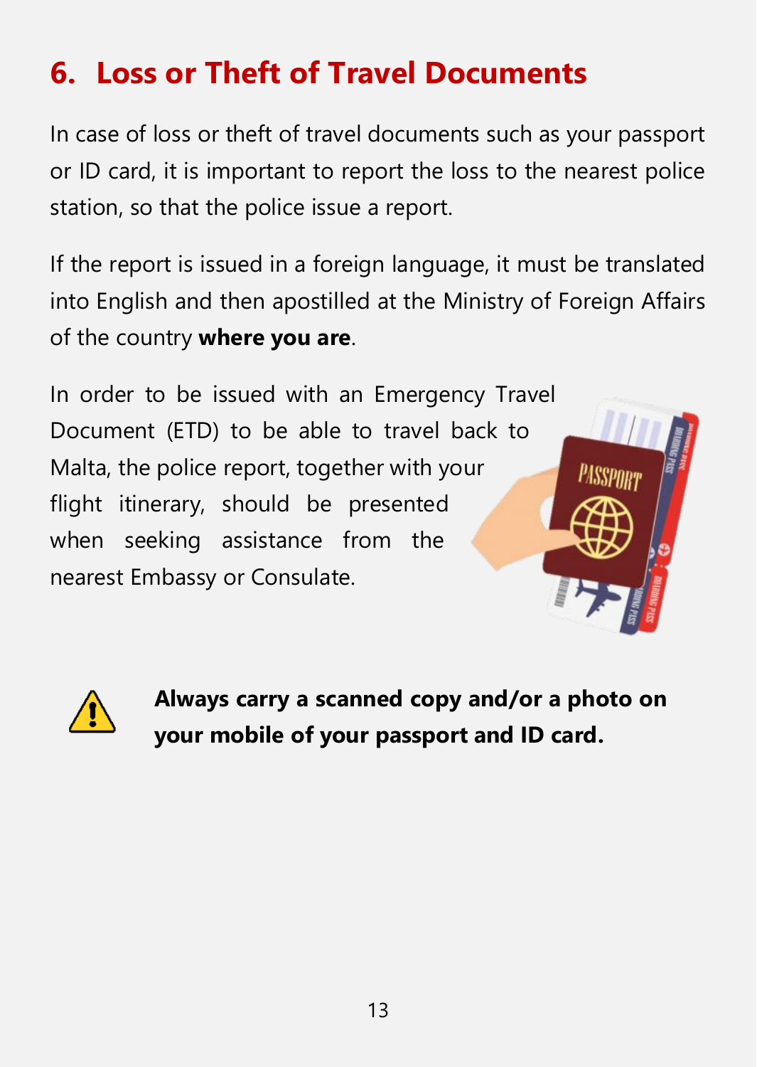## 6. Loss or Theft of Travel Documents

In case of loss or theft of travel documents such as your passport or ID card, it is important to report the loss to the nearest police station, so that the police issue a report.

If the report is issued in a foreign language, it must be translated into English and then apostilled at the Ministry of Foreign Affairs of the country **where you are**.

In order to be issued with an Emergency Travel Document (ETD) to be able to travel back to Malta, the police report, together with your flight itinerary, should be presented when seeking assistance from the nearest Embassy or Consulate.

**Always carry a scanned copy and/or a photo on your mobile of your passport and ID card.**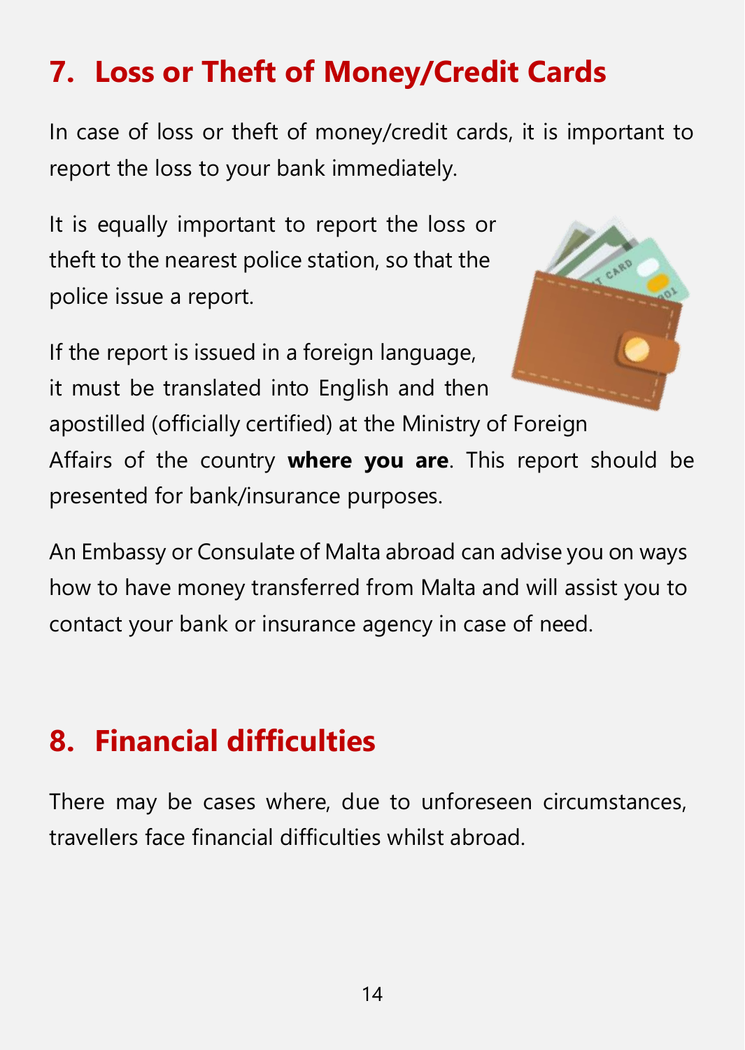## 7. Loss or Theft of Money/Credit Cards

In case of loss or theft of money/credit cards, it is important to report the loss to your bank immediately.

It is equally important to report the loss or theft to the nearest police station, so that the police issue a report.

If the report is issued in a foreign language, it must be translated into English and then apostilled (officially certified) at the Ministry of Foreign Affairs of the country **where you are**. This report should be presented for bank/insurance purposes.

An Embassy or Consulate of Malta abroad can advise you on ways how to have money transferred from Malta and will assist you to contact your bank or insurance agency in case of need.

## 8. Financial difficulties

There may be cases where, due to unforeseen circumstances, travellers face financial difficulties whilst abroad.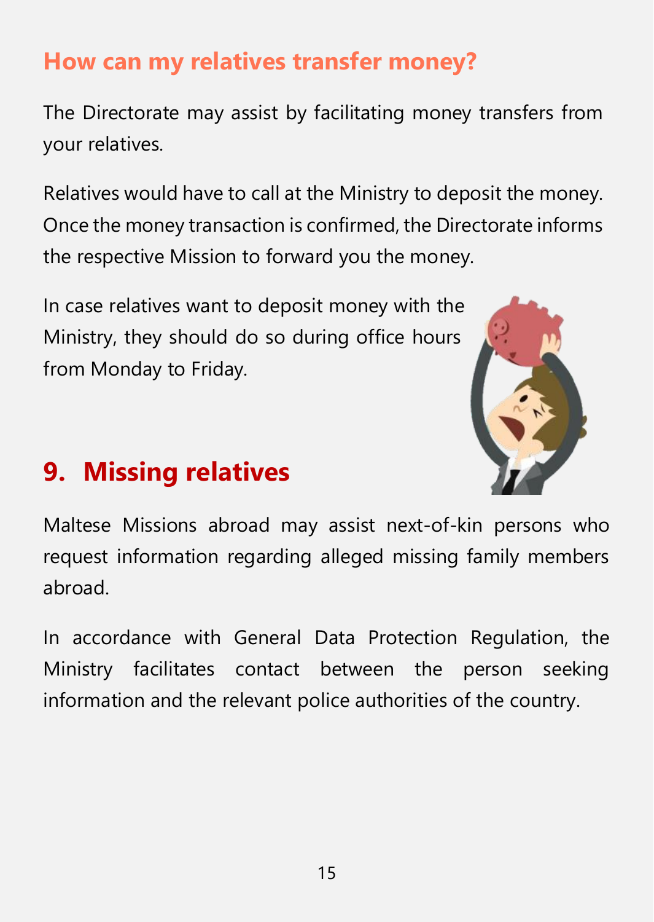### How can my relatives transfer money?

The Directorate may assist by facilitating money transfers from your relatives.

Relatives would have to call at the Ministry to deposit the money. Once the money transaction is confirmed, the Directorate informs the respective Mission to forward you the money.

In case relatives want to deposit money with the Ministry, they should do so during office hours from Monday to Friday.

## 9. Missing relatives

Maltese Missions abroad may assist next-of-kin persons who request information regarding alleged missing family members abroad.

In accordance with General Data Protection Regulation, the Ministry facilitates contact between the person seeking information and the relevant police authorities of the country.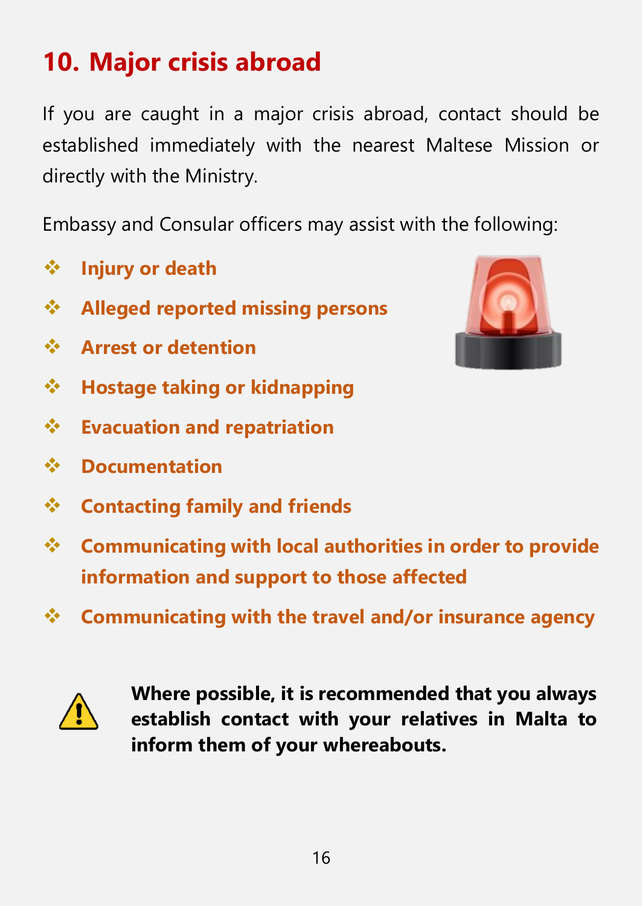## 10. Major crisis abroad

If you are caught in a major crisis abroad, contact should be established immediately with the nearest Maltese Mission or directly with the Ministry.

Embassy and Consular officers may assist with the following:

- **Injury or death**
- **Alleged reported missing persons**
- **Arrest or detention**
- **Hostage taking or kidnapping**
- **Evacuation and repatriation**
- **Documentation**
- **Contacting family and friends**
- **Communicating with local authorities in order to provide information and support to those affected**
- **Communicating with the travel and/or insurance agency**

**Where possible, it is recommended that you always establish contact with your relatives in Malta to inform them of your whereabouts.**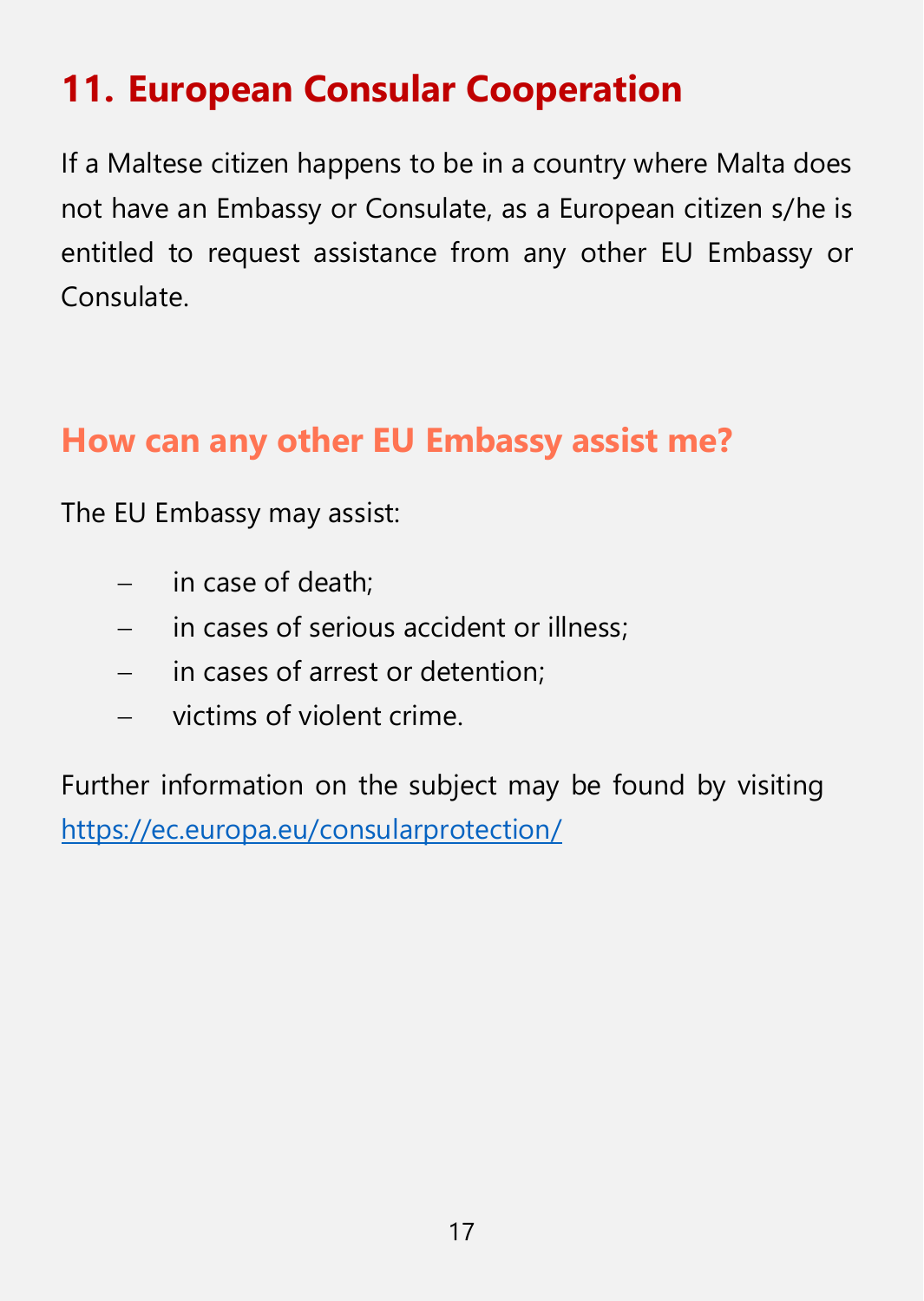# 11. European Consular Cooperation

If a Maltese citizen happens to be in a country where Malta does not have an Embassy or Consulate, as a European citizen s/he is entitled to request assistance from any other EU Embassy or Consulate.

## How can any other EU Embassy assist me?

The EU Embassy may assist:

- in case of death;
- in cases of serious accident or illness;
- in cases of arrest or detention;
- victims of violent crime.

Further information on the subject may be found by visiting https://ec.europa.eu/consularprotection/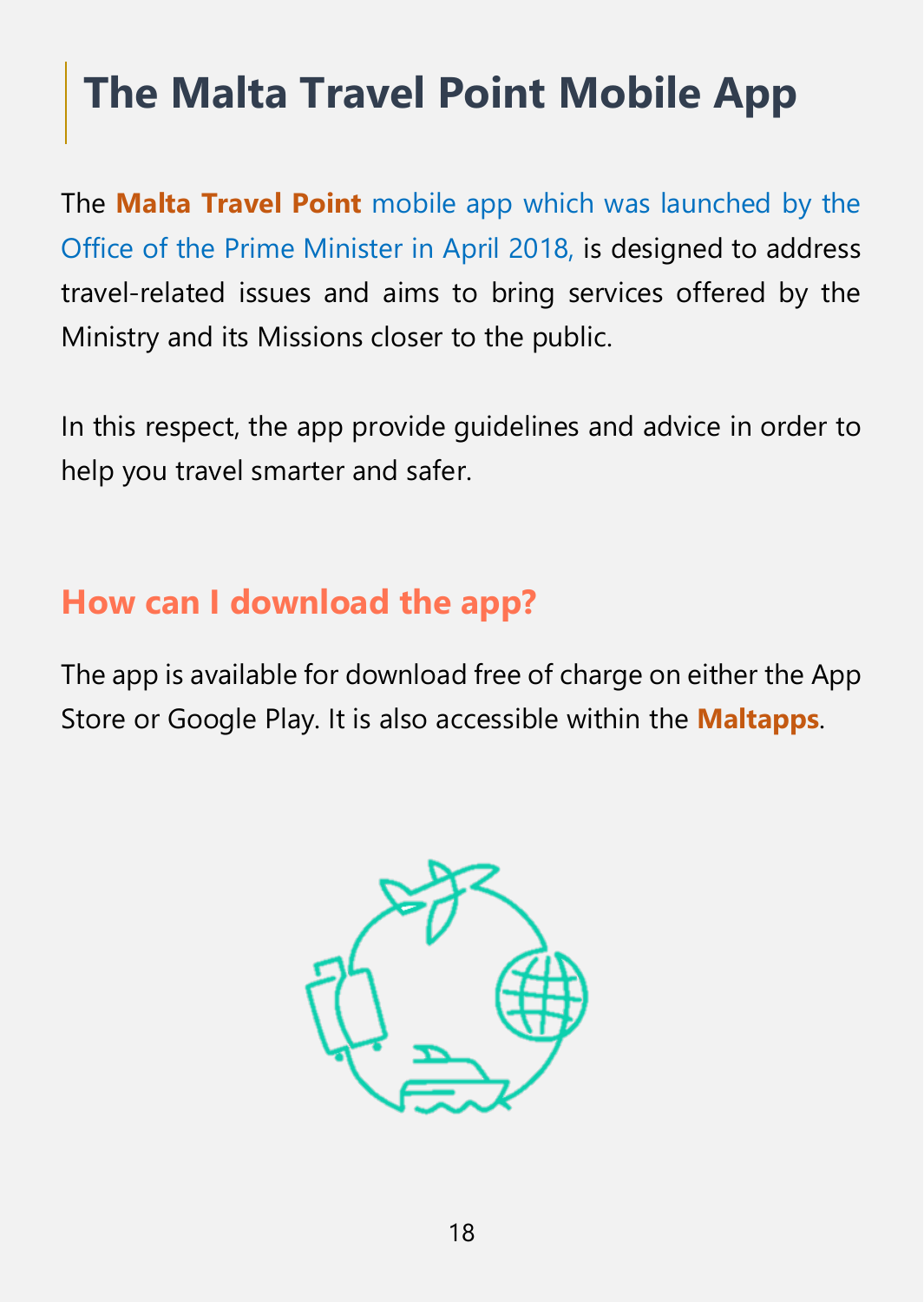# The Malta Travel Point Mobile App

The **Malta Travel Point** mobile app which was launched by the Office of the Prime Minister in April 2018, is designed to address travel-related issues and aims to bring services offered by the Ministry and its Missions closer to the public.

In this respect, the app provide guidelines and advice in order to help you travel smarter and safer.

## How can I download the app?

The app is available for download free of charge on either the App Store or Google Play. It is also accessible within the **Maltapps**.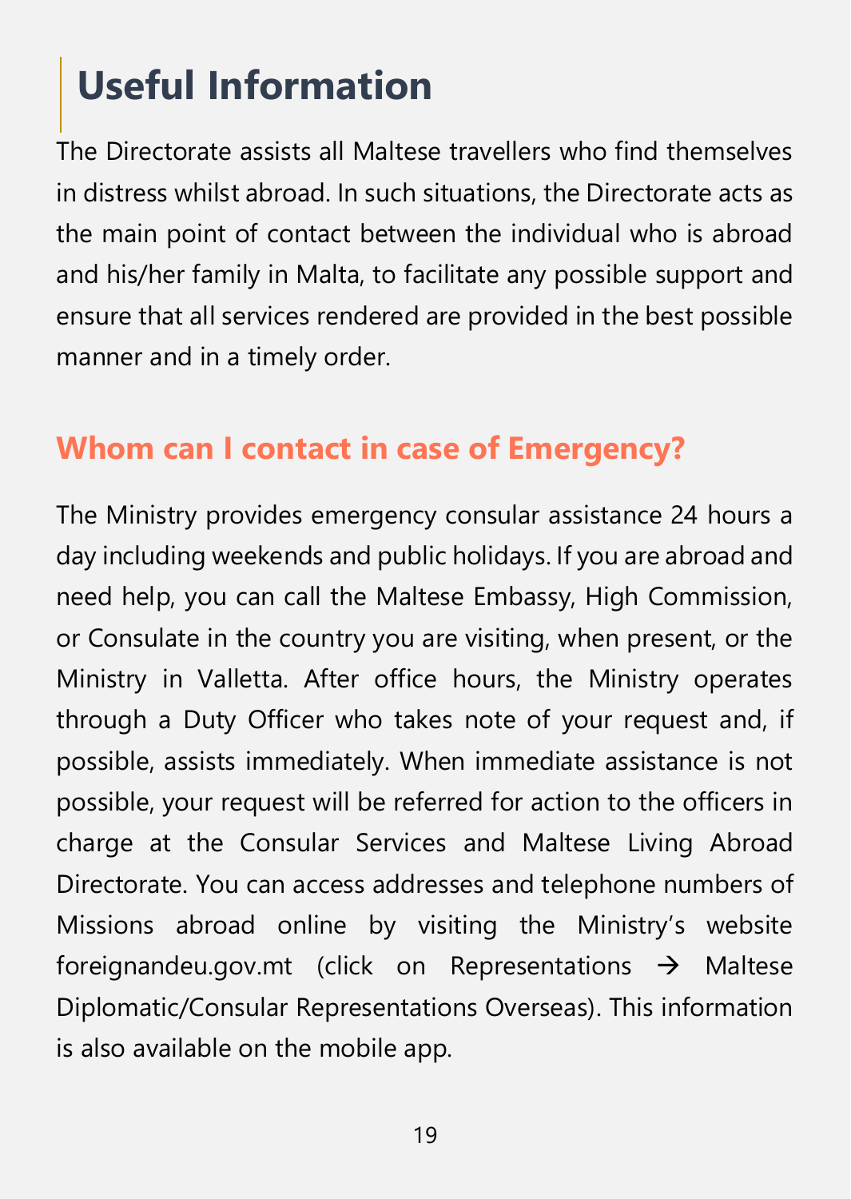# Useful Information

The Directorate assists all Maltese travellers who find themselves in distress whilst abroad. In such situations, the Directorate acts as the main point of contact between the individual who is abroad and his/her family in Malta, to facilitate any possible support and ensure that all services rendered are provided in the best possible manner and in a timely order.

## Whom can I contact in case of Emergency?

The Ministry provides emergency consular assistance 24 hours a day including weekends and public holidays. If you are abroad and need help, you can call the Maltese Embassy, High Commission, or Consulate in the country you are visiting, when present, or the Ministry in Valletta. After office hours, the Ministry operates through a Duty Officer who takes note of your request and, if possible, assists immediately. When immediate assistance is not possible, your request will be referred for action to the officers in charge at the Consular Services and Maltese Living Abroad Directorate. You can access addresses and telephone numbers of Missions abroad online by visiting the Ministry's website foreignandeu.gov.mt (click on Representations → Maltese Diplomatic/Consular Representations Overseas). This information is also available on the mobile app.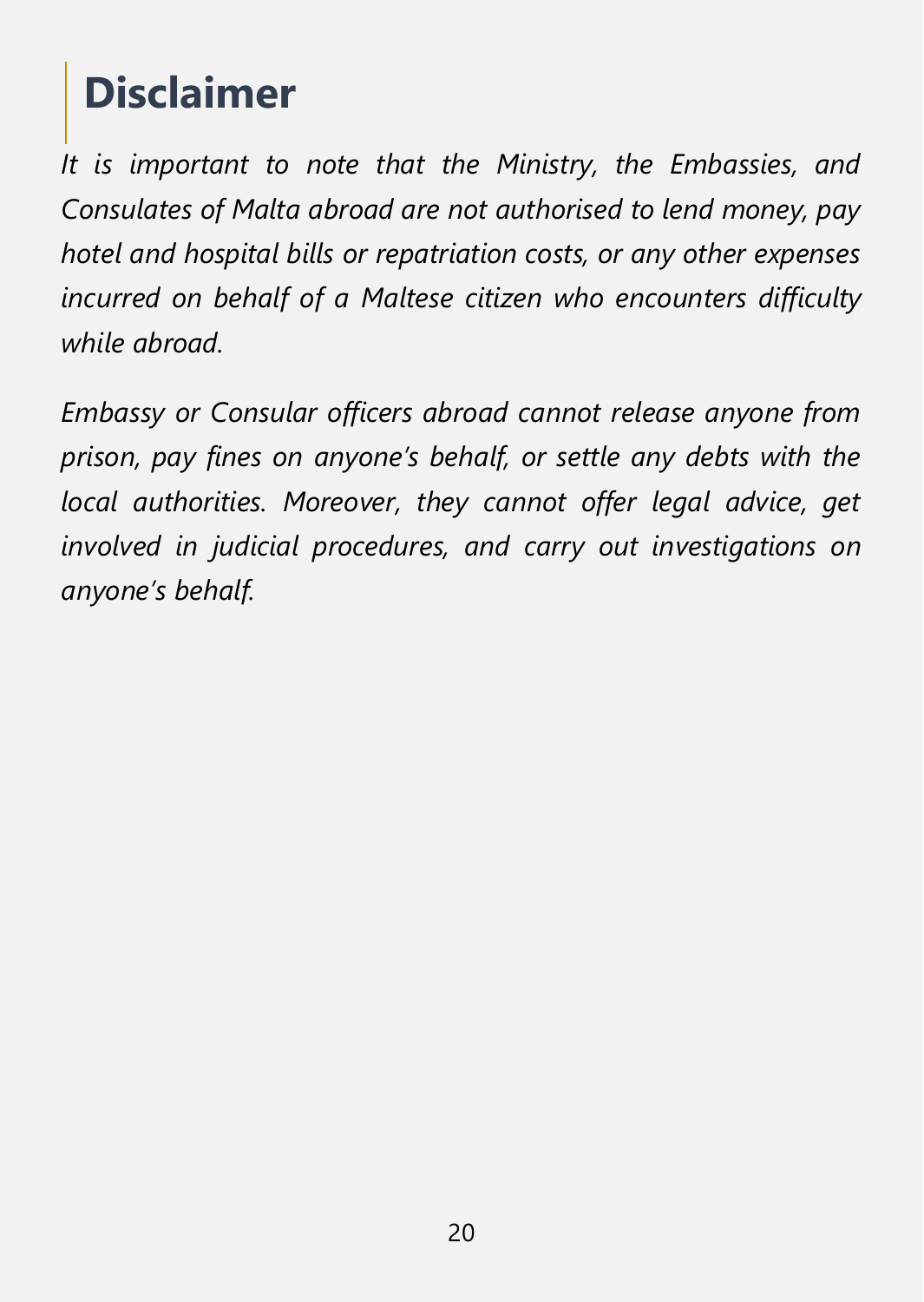# Disclaimer

*It is important to note that the Ministry, the Embassies, and Consulates of Malta abroad are not authorised to lend money, pay hotel and hospital bills or repatriation costs, or any other expenses incurred on behalf of a Maltese citizen who encounters difficulty while abroad.*

*Embassy or Consular officers abroad cannot release anyone from prison, pay fines on anyone's behalf, or settle any debts with the local authorities. Moreover, they cannot offer legal advice, get involved in judicial procedures, and carry out investigations on anyone's behalf.*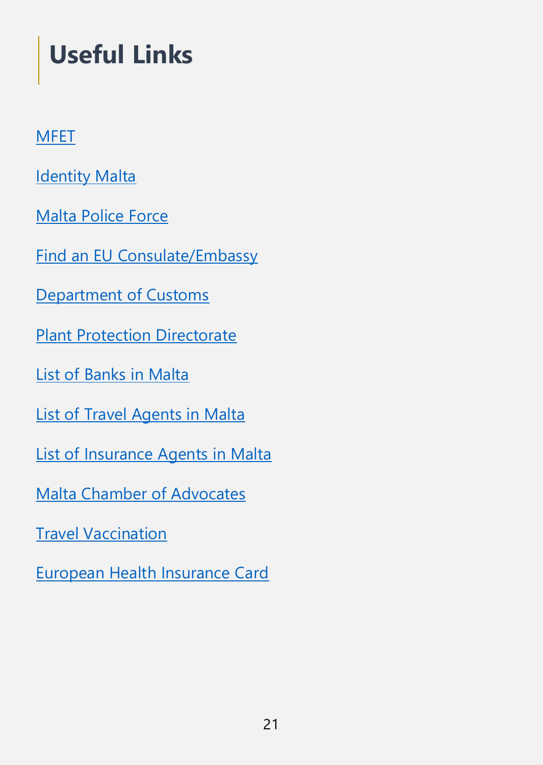# Useful Links

MFET

Identity Malta

Malta Police Force

Find an EU Consulate/Embassy

Department of Customs

Plant Protection Directorate

List of Banks in Malta

List of Travel Agents in Malta

List of Insurance Agents in Malta

Malta Chamber of Advocates

Travel Vaccination

European Health Insurance Card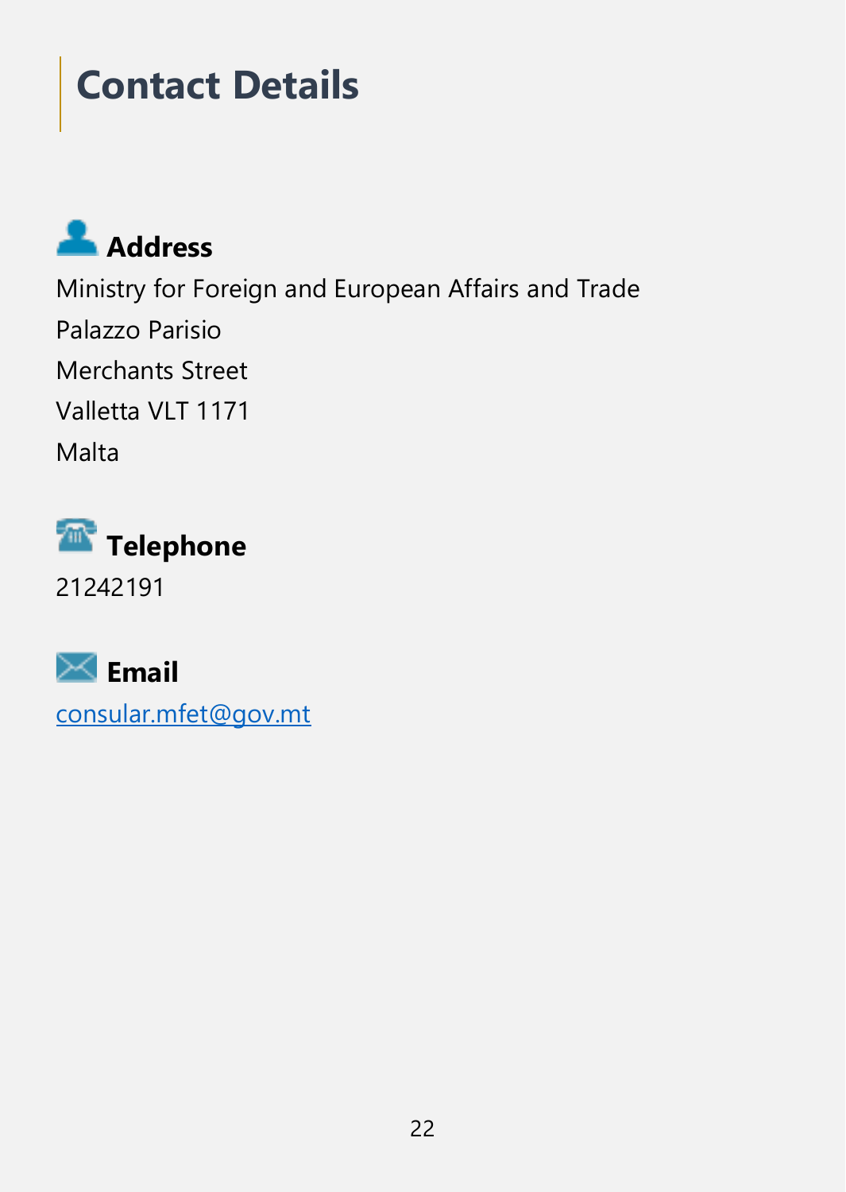# Contact Details

### Address

Ministry for Foreign and European Affairs and Trade
Palazzo Parisio
Merchants Street
Valletta VLT 1171
Malta

### Telephone

21242191

### Email

consular.mfet@gov.mt